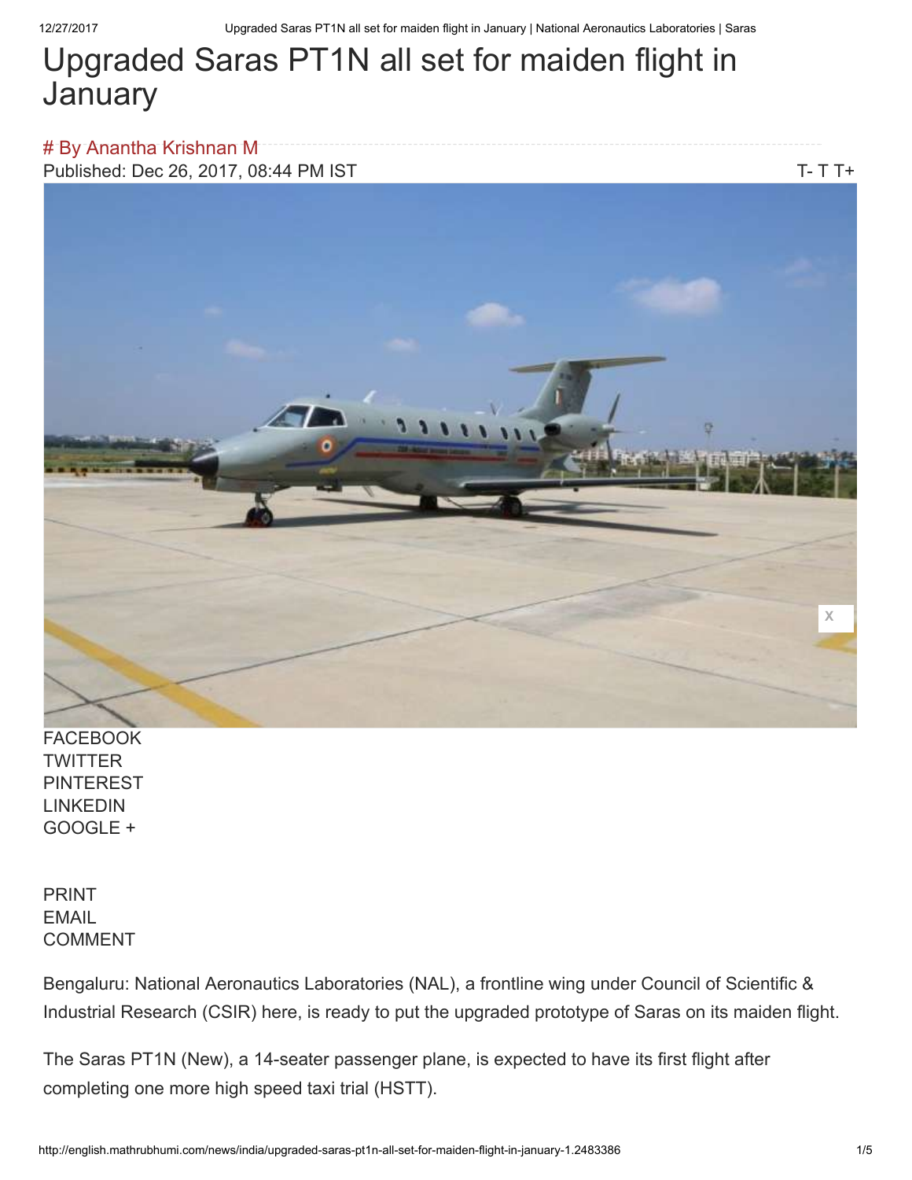# Upgraded Saras PT1N all set for maiden flight in January

# By Anantha Krishnan M

Published: Dec 26, 2017, 08:44 PM IST

T- T T+

FACEBOOK
TWITTER
PINTEREST
LINKEDIN
GOOGLE +

PRINT
EMAIL
COMMENT

Bengaluru: National Aeronautics Laboratories (NAL), a frontline wing under Council of Scientific & Industrial Research (CSIR) here, is ready to put the upgraded prototype of Saras on its maiden flight.

The Saras PT1N (New), a 14-seater passenger plane, is expected to have its first flight after completing one more high speed taxi trial (HSTT).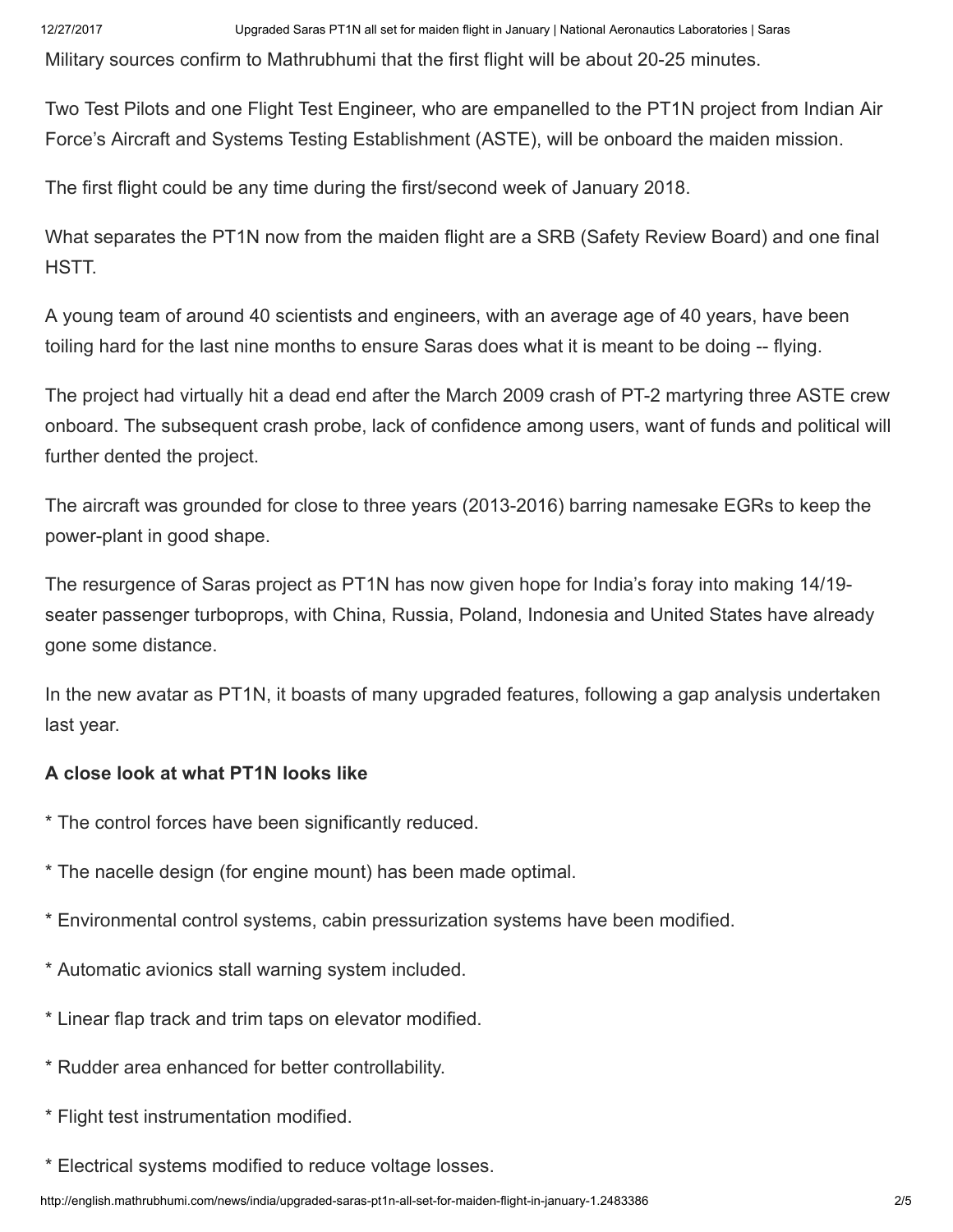Military sources confirm to Mathrubhumi that the first flight will be about 20-25 minutes.

Two Test Pilots and one Flight Test Engineer, who are empanelled to the PT1N project from Indian Air Force's Aircraft and Systems Testing Establishment (ASTE), will be onboard the maiden mission.

The first flight could be any time during the first/second week of January 2018.

What separates the PT1N now from the maiden flight are a SRB (Safety Review Board) and one final HSTT.

A young team of around 40 scientists and engineers, with an average age of 40 years, have been toiling hard for the last nine months to ensure Saras does what it is meant to be doing -- flying.

The project had virtually hit a dead end after the March 2009 crash of PT-2 martyring three ASTE crew onboard. The subsequent crash probe, lack of confidence among users, want of funds and political will further dented the project.

The aircraft was grounded for close to three years (2013-2016) barring namesake EGRs to keep the power-plant in good shape.

The resurgence of Saras project as PT1N has now given hope for India's foray into making 14/19-seater passenger turboprops, with China, Russia, Poland, Indonesia and United States have already gone some distance.

In the new avatar as PT1N, it boasts of many upgraded features, following a gap analysis undertaken last year.

**A close look at what PT1N looks like**

* The control forces have been significantly reduced.

* The nacelle design (for engine mount) has been made optimal.

* Environmental control systems, cabin pressurization systems have been modified.

* Automatic avionics stall warning system included.

* Linear flap track and trim taps on elevator modified.

* Rudder area enhanced for better controllability.

* Flight test instrumentation modified.

* Electrical systems modified to reduce voltage losses.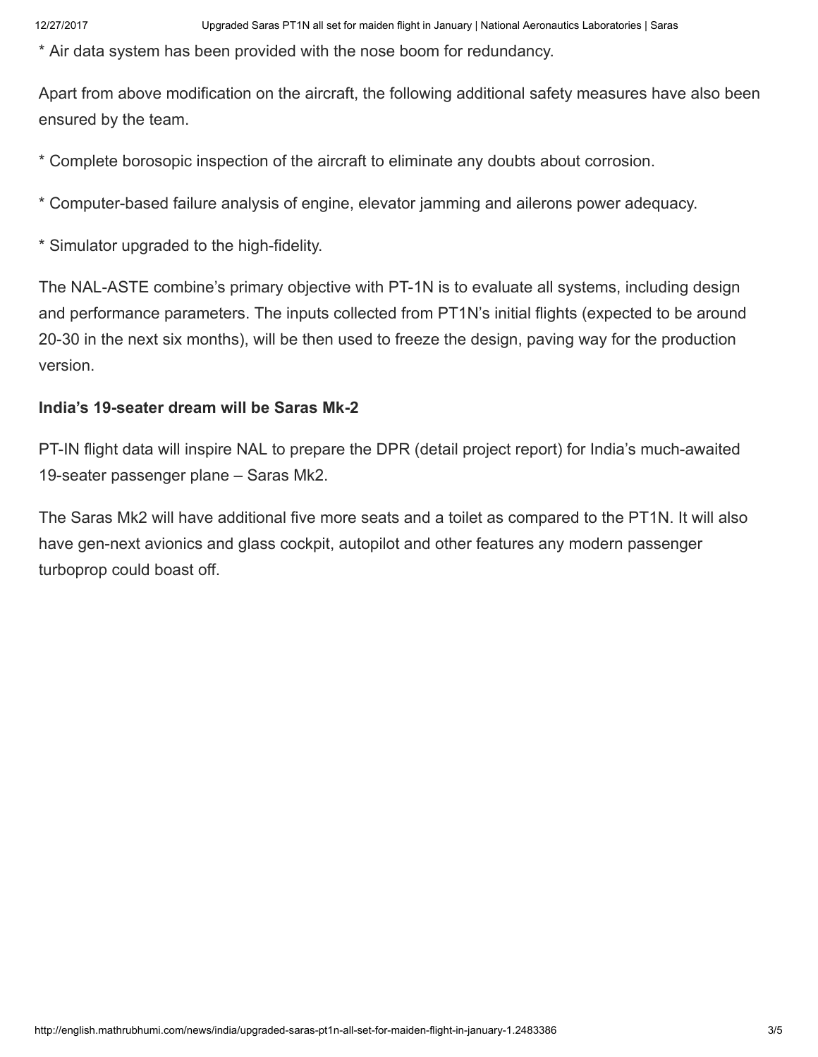* Air data system has been provided with the nose boom for redundancy.

Apart from above modification on the aircraft, the following additional safety measures have also been ensured by the team.

* Complete borosopic inspection of the aircraft to eliminate any doubts about corrosion.

* Computer-based failure analysis of engine, elevator jamming and ailerons power adequacy.

* Simulator upgraded to the high-fidelity.

The NAL-ASTE combine's primary objective with PT-1N is to evaluate all systems, including design and performance parameters. The inputs collected from PT1N's initial flights (expected to be around 20-30 in the next six months), will be then used to freeze the design, paving way for the production version.

**India's 19-seater dream will be Saras Mk-2**

PT-IN flight data will inspire NAL to prepare the DPR (detail project report) for India's much-awaited 19-seater passenger plane – Saras Mk2.

The Saras Mk2 will have additional five more seats and a toilet as compared to the PT1N. It will also have gen-next avionics and glass cockpit, autopilot and other features any modern passenger turboprop could boast off.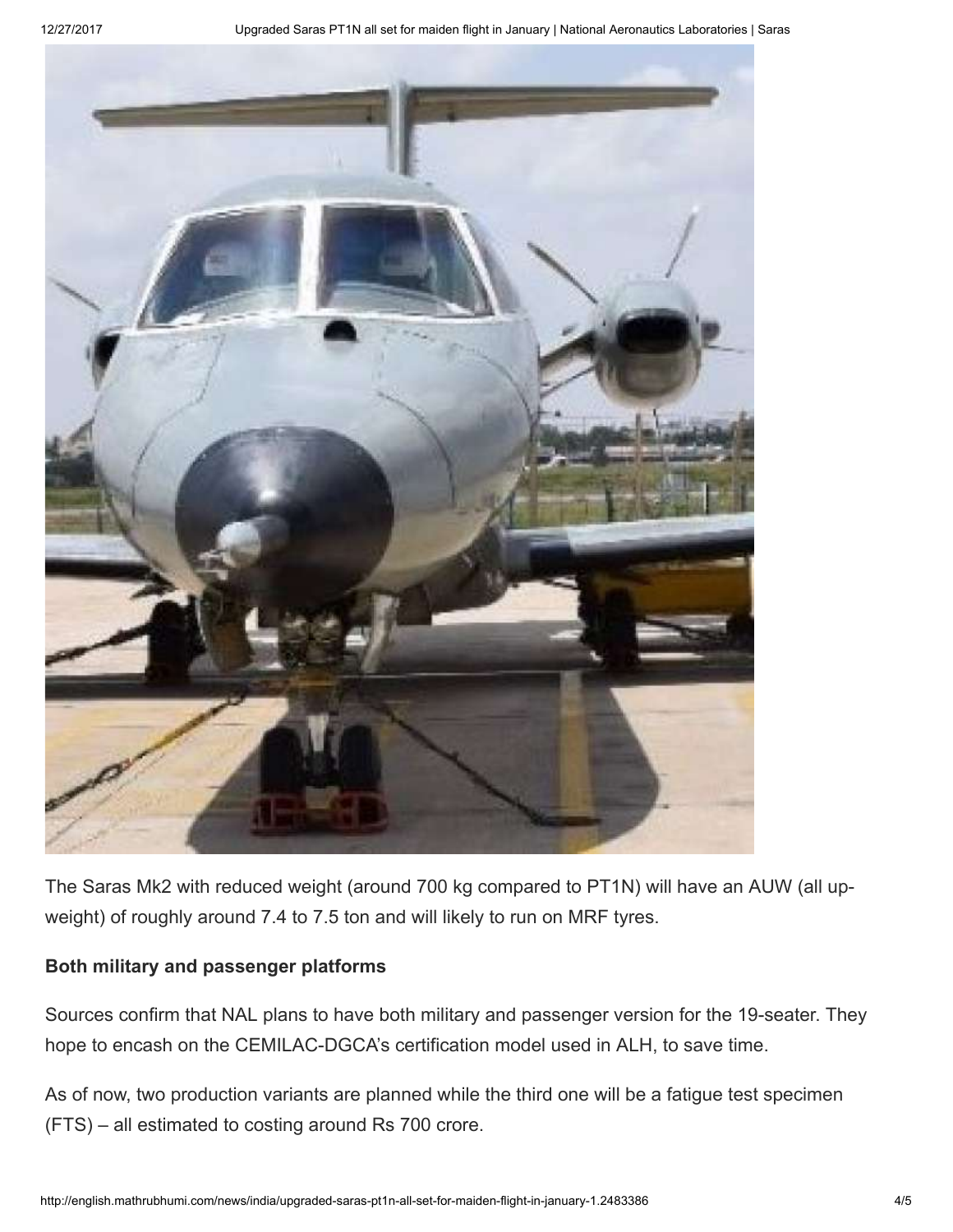The Saras Mk2 with reduced weight (around 700 kg compared to PT1N) will have an AUW (all up-weight) of roughly around 7.4 to 7.5 ton and will likely to run on MRF tyres.

**Both military and passenger platforms**

Sources confirm that NAL plans to have both military and passenger version for the 19-seater. They hope to encash on the CEMILAC-DGCA's certification model used in ALH, to save time.

As of now, two production variants are planned while the third one will be a fatigue test specimen (FTS) – all estimated to costing around Rs 700 crore.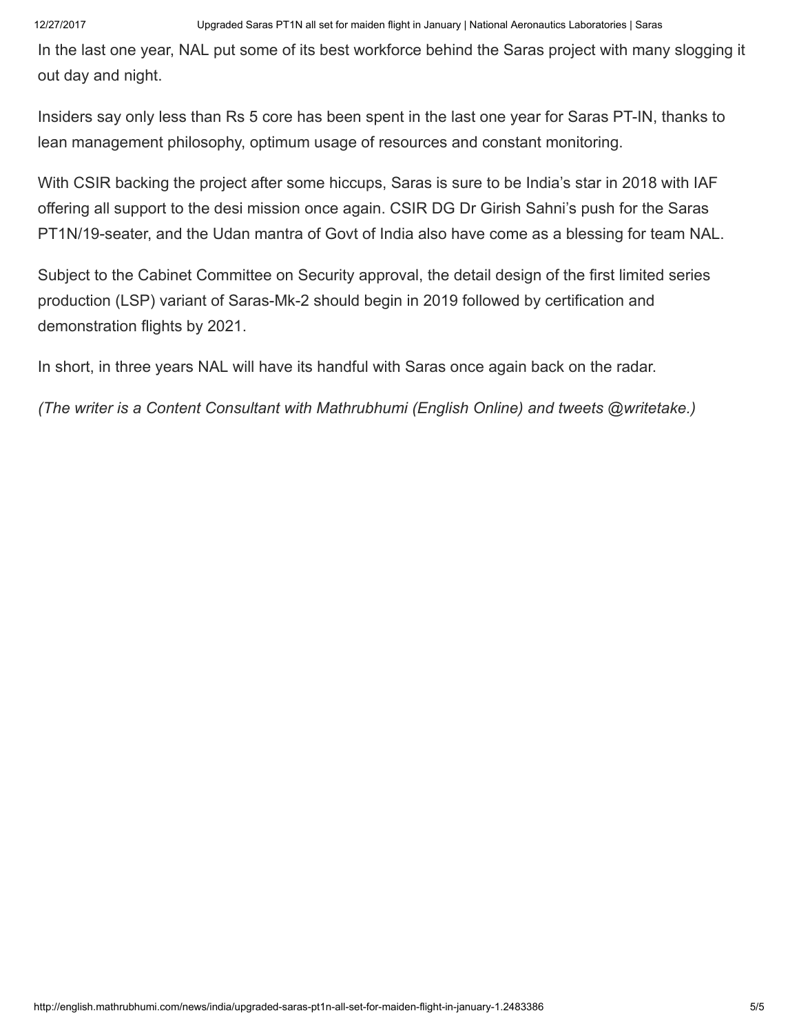In the last one year, NAL put some of its best workforce behind the Saras project with many slogging it out day and night.

Insiders say only less than Rs 5 core has been spent in the last one year for Saras PT-IN, thanks to lean management philosophy, optimum usage of resources and constant monitoring.

With CSIR backing the project after some hiccups, Saras is sure to be India's star in 2018 with IAF offering all support to the desi mission once again. CSIR DG Dr Girish Sahni's push for the Saras PT1N/19-seater, and the Udan mantra of Govt of India also have come as a blessing for team NAL.

Subject to the Cabinet Committee on Security approval, the detail design of the first limited series production (LSP) variant of Saras-Mk-2 should begin in 2019 followed by certification and demonstration flights by 2021.

In short, in three years NAL will have its handful with Saras once again back on the radar.

*(The writer is a Content Consultant with Mathrubhumi (English Online) and tweets @writetake.)*